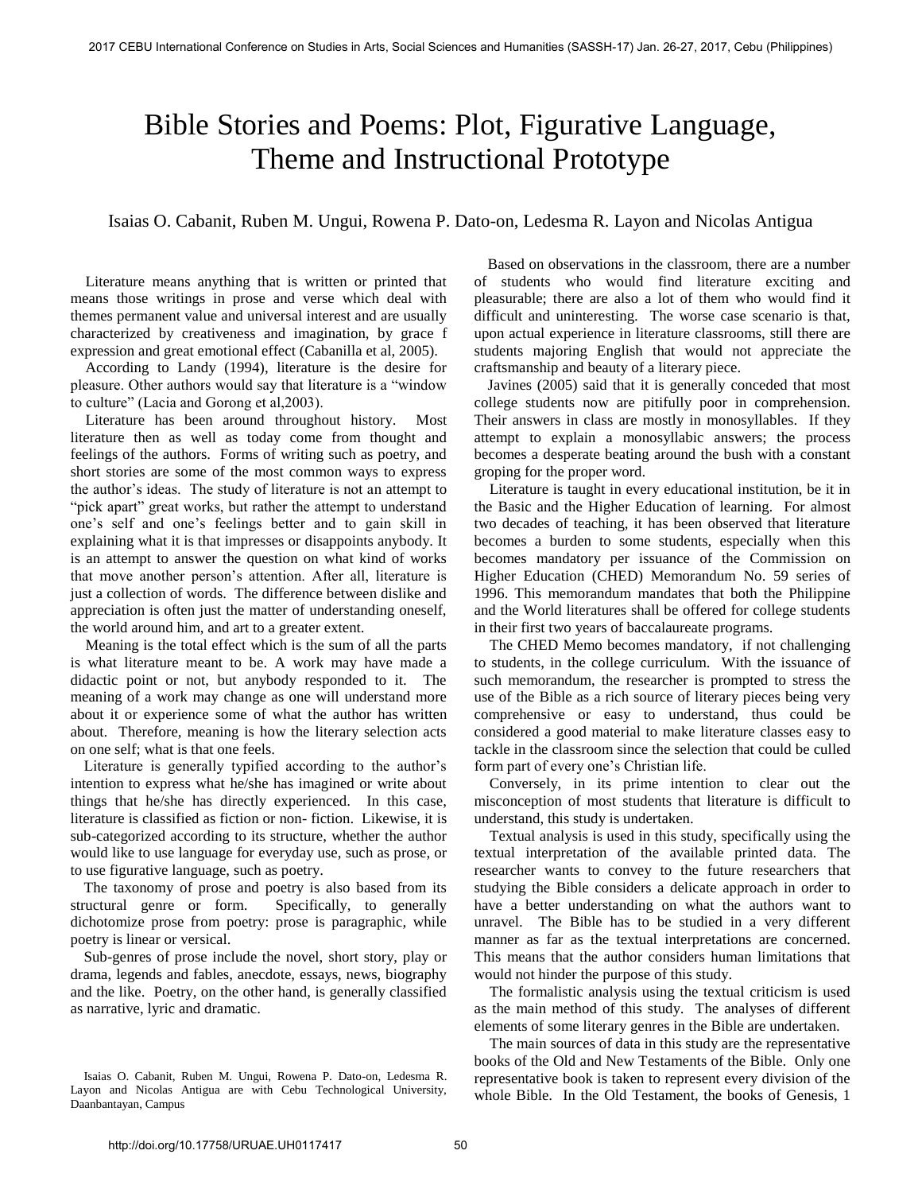# Bible Stories and Poems: Plot, Figurative Language, Theme and Instructional Prototype

Isaias O. Cabanit, Ruben M. Ungui, Rowena P. Dato-on, Ledesma R. Layon and Nicolas Antigua

Literature means anything that is written or printed that means those writings in prose and verse which deal with themes permanent value and universal interest and are usually characterized by creativeness and imagination, by grace f expression and great emotional effect (Cabanilla et al, 2005).

According to Landy (1994), literature is the desire for pleasure. Other authors would say that literature is a "window to culture" (Lacia and Gorong et al,2003).

Literature has been around throughout history. Most literature then as well as today come from thought and feelings of the authors. Forms of writing such as poetry, and short stories are some of the most common ways to express the author's ideas. The study of literature is not an attempt to "pick apart" great works, but rather the attempt to understand one's self and one's feelings better and to gain skill in explaining what it is that impresses or disappoints anybody. It is an attempt to answer the question on what kind of works that move another person's attention. After all, literature is just a collection of words. The difference between dislike and appreciation is often just the matter of understanding oneself, the world around him, and art to a greater extent.

Meaning is the total effect which is the sum of all the parts is what literature meant to be. A work may have made a didactic point or not, but anybody responded to it. The meaning of a work may change as one will understand more about it or experience some of what the author has written about. Therefore, meaning is how the literary selection acts on one self; what is that one feels.

Literature is generally typified according to the author's intention to express what he/she has imagined or write about things that he/she has directly experienced. In this case, literature is classified as fiction or non- fiction. Likewise, it is sub-categorized according to its structure, whether the author would like to use language for everyday use, such as prose, or to use figurative language, such as poetry.

The taxonomy of prose and poetry is also based from its structural genre or form. Specifically, to generally dichotomize prose from poetry: prose is paragraphic, while poetry is linear or versical.

Sub-genres of prose include the novel, short story, play or drama, legends and fables, anecdote, essays, news, biography and the like. Poetry, on the other hand, is generally classified as narrative, lyric and dramatic.

Isaias O. Cabanit, Ruben M. Ungui, Rowena P. Dato-on, Ledesma R. Layon and Nicolas Antigua are with Cebu Technological University, Daanbantayan, Campus

Based on observations in the classroom, there are a number of students who would find literature exciting and pleasurable; there are also a lot of them who would find it difficult and uninteresting. The worse case scenario is that, upon actual experience in literature classrooms, still there are students majoring English that would not appreciate the craftsmanship and beauty of a literary piece.

Javines (2005) said that it is generally conceded that most college students now are pitifully poor in comprehension. Their answers in class are mostly in monosyllables. If they attempt to explain a monosyllabic answers; the process becomes a desperate beating around the bush with a constant groping for the proper word.

Literature is taught in every educational institution, be it in the Basic and the Higher Education of learning. For almost two decades of teaching, it has been observed that literature becomes a burden to some students, especially when this becomes mandatory per issuance of the Commission on Higher Education (CHED) Memorandum No. 59 series of 1996. This memorandum mandates that both the Philippine and the World literatures shall be offered for college students in their first two years of baccalaureate programs.

The CHED Memo becomes mandatory, if not challenging to students, in the college curriculum. With the issuance of such memorandum, the researcher is prompted to stress the use of the Bible as a rich source of literary pieces being very comprehensive or easy to understand, thus could be considered a good material to make literature classes easy to tackle in the classroom since the selection that could be culled form part of every one's Christian life.

Conversely, in its prime intention to clear out the misconception of most students that literature is difficult to understand, this study is undertaken.

Textual analysis is used in this study, specifically using the textual interpretation of the available printed data. The researcher wants to convey to the future researchers that studying the Bible considers a delicate approach in order to have a better understanding on what the authors want to unravel. The Bible has to be studied in a very different manner as far as the textual interpretations are concerned. This means that the author considers human limitations that would not hinder the purpose of this study.

The formalistic analysis using the textual criticism is used as the main method of this study. The analyses of different elements of some literary genres in the Bible are undertaken.

The main sources of data in this study are the representative books of the Old and New Testaments of the Bible. Only one representative book is taken to represent every division of the whole Bible. In the Old Testament, the books of Genesis, 1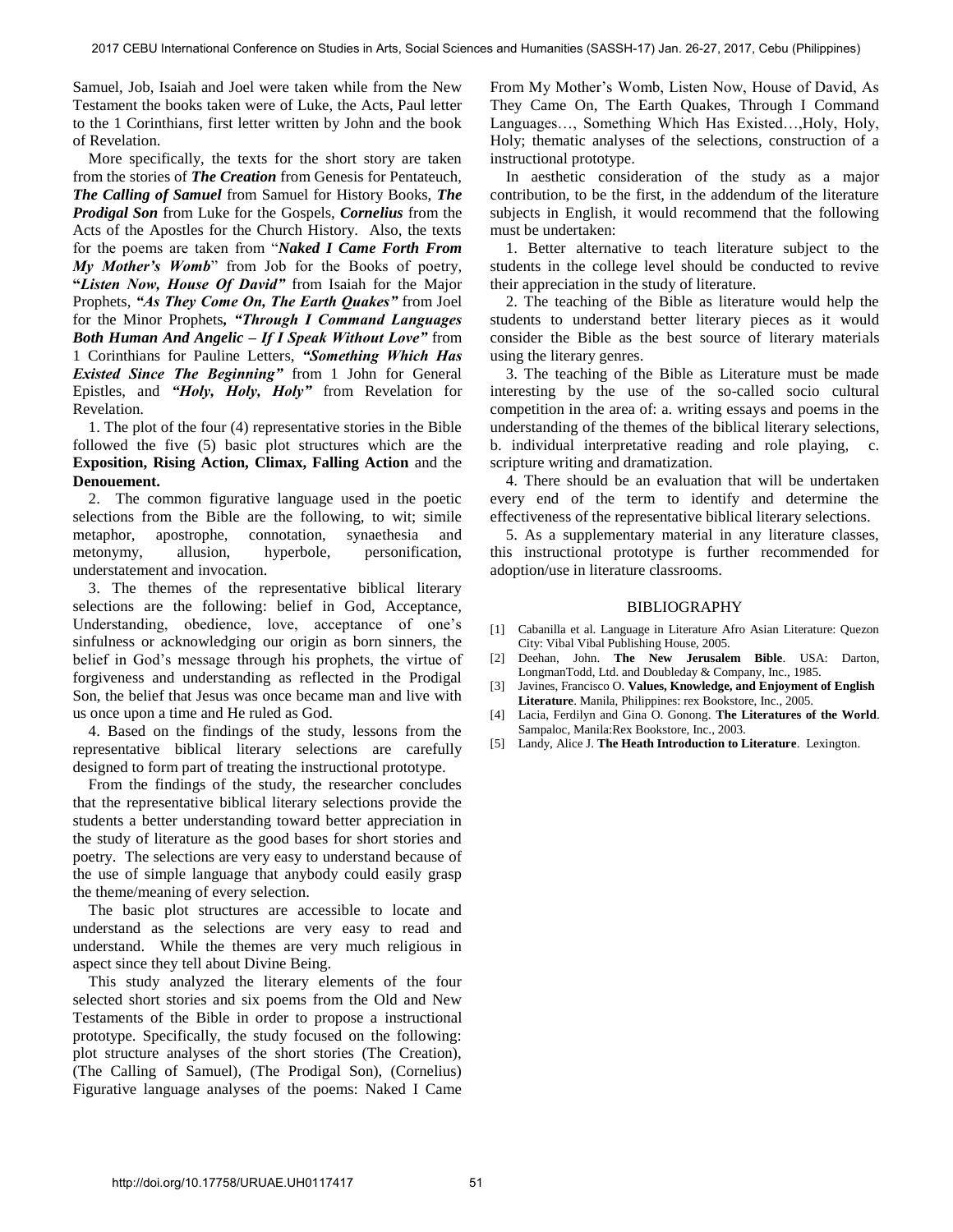Samuel, Job, Isaiah and Joel were taken while from the New Testament the books taken were of Luke, the Acts, Paul letter to the 1 Corinthians, first letter written by John and the book of Revelation.

More specifically, the texts for the short story are taken from the stories of ***The Creation*** from Genesis for Pentateuch, ***The Calling of Samuel*** from Samuel for History Books, ***The Prodigal Son*** from Luke for the Gospels, ***Cornelius*** from the Acts of the Apostles for the Church History. Also, the texts for the poems are taken from "***Naked I Came Forth From My Mother's Womb***" from Job for the Books of poetry, **"*Listen Now, House Of David*"** from Isaiah for the Major Prophets, ***"As They Come On, The Earth Quakes"*** from Joel for the Minor Prophets***, "Through I Command Languages Both Human And Angelic – If I Speak Without Love"*** from 1 Corinthians for Pauline Letters, ***"Something Which Has Existed Since The Beginning"*** from 1 John for General Epistles, and ***"Holy, Holy, Holy"*** from Revelation for Revelation.

1. The plot of the four (4) representative stories in the Bible followed the five (5) basic plot structures which are the **Exposition, Rising Action, Climax, Falling Action** and the **Denouement.**

2. The common figurative language used in the poetic selections from the Bible are the following, to wit; simile metaphor, apostrophe, connotation, synaethesia and metonymy, allusion, hyperbole, personification, understatement and invocation.

3. The themes of the representative biblical literary selections are the following: belief in God, Acceptance, Understanding, obedience, love, acceptance of one's sinfulness or acknowledging our origin as born sinners, the belief in God's message through his prophets, the virtue of forgiveness and understanding as reflected in the Prodigal Son, the belief that Jesus was once became man and live with us once upon a time and He ruled as God.

4. Based on the findings of the study, lessons from the representative biblical literary selections are carefully designed to form part of treating the instructional prototype.

From the findings of the study, the researcher concludes that the representative biblical literary selections provide the students a better understanding toward better appreciation in the study of literature as the good bases for short stories and poetry. The selections are very easy to understand because of the use of simple language that anybody could easily grasp the theme/meaning of every selection.

The basic plot structures are accessible to locate and understand as the selections are very easy to read and understand. While the themes are very much religious in aspect since they tell about Divine Being.

This study analyzed the literary elements of the four selected short stories and six poems from the Old and New Testaments of the Bible in order to propose a instructional prototype. Specifically, the study focused on the following: plot structure analyses of the short stories (The Creation), (The Calling of Samuel), (The Prodigal Son), (Cornelius) Figurative language analyses of the poems: Naked I Came From My Mother's Womb, Listen Now, House of David, As They Came On, The Earth Quakes, Through I Command Languages…, Something Which Has Existed…,Holy, Holy, Holy; thematic analyses of the selections, construction of a instructional prototype.

In aesthetic consideration of the study as a major contribution, to be the first, in the addendum of the literature subjects in English, it would recommend that the following must be undertaken:

1. Better alternative to teach literature subject to the students in the college level should be conducted to revive their appreciation in the study of literature.

2. The teaching of the Bible as literature would help the students to understand better literary pieces as it would consider the Bible as the best source of literary materials using the literary genres.

3. The teaching of the Bible as Literature must be made interesting by the use of the so-called socio cultural competition in the area of: a. writing essays and poems in the understanding of the themes of the biblical literary selections, b. individual interpretative reading and role playing, c. scripture writing and dramatization.

4. There should be an evaluation that will be undertaken every end of the term to identify and determine the effectiveness of the representative biblical literary selections.

5. As a supplementary material in any literature classes, this instructional prototype is further recommended for adoption/use in literature classrooms.

## BIBLIOGRAPHY

[1] Cabanilla et al. Language in Literature Afro Asian Literature: Quezon City: Vibal Vibal Publishing House, 2005.

[2] Deehan, John. **The New Jerusalem Bible**. USA: Darton, LongmanTodd, Ltd. and Doubleday & Company, Inc., 1985.

[3] Javines, Francisco O. **Values, Knowledge, and Enjoyment of English Literature**. Manila, Philippines: rex Bookstore, Inc., 2005.

[4] Lacia, Ferdilyn and Gina O. Gonong. **The Literatures of the World**. Sampaloc, Manila:Rex Bookstore, Inc., 2003.

[5] Landy, Alice J. **The Heath Introduction to Literature**. Lexington.